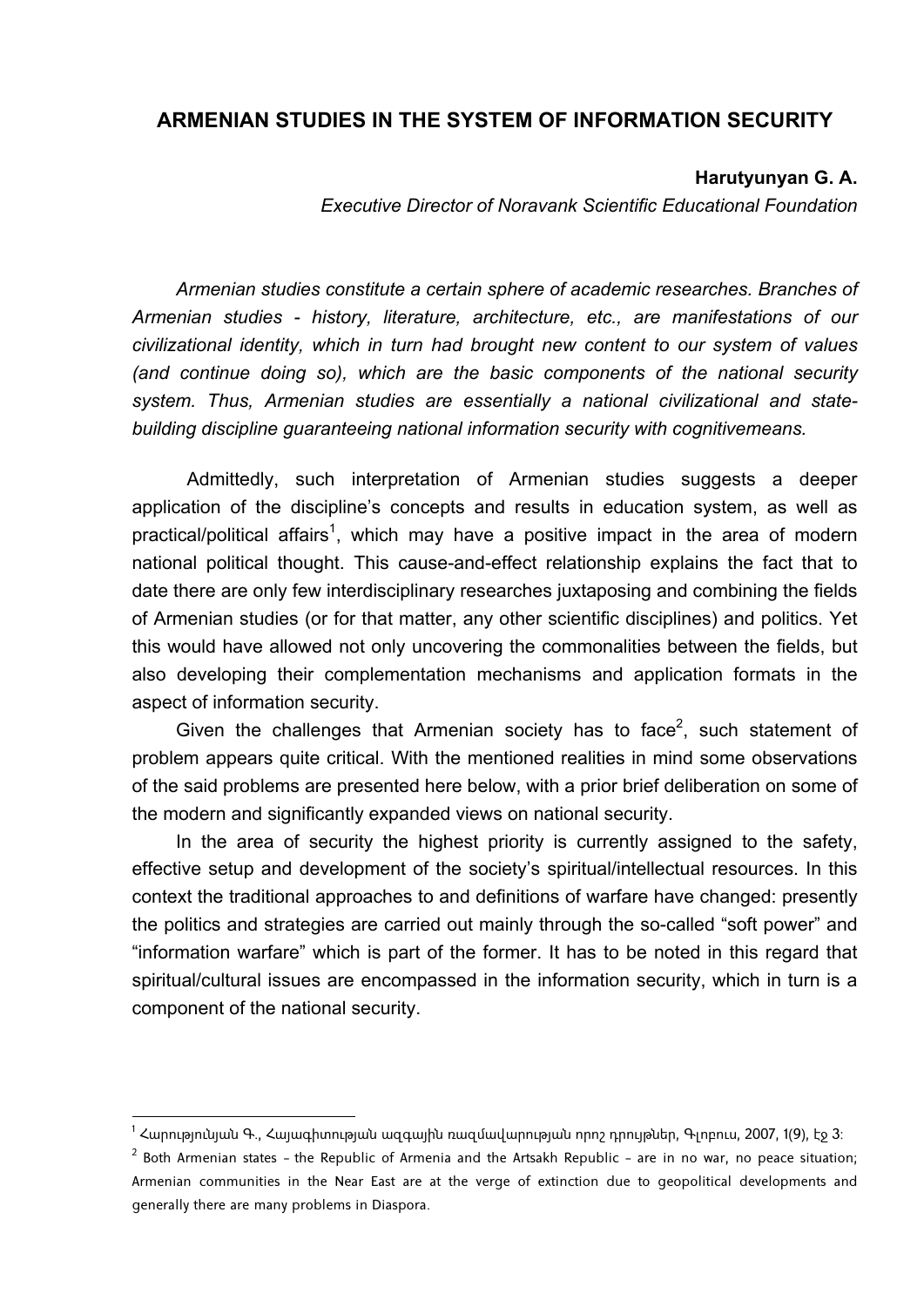# ARMENIAN STUDIES IN THE SYSTEM OF INFORMATION SECURITY

**Harutyunyan G. A.**

*Executive Director of Noravank Scientific Educational Foundation*

*Armenian studies constitute a certain sphere of academic researches. Branches of Armenian studies - history, literature, architecture, etc., are manifestations of our civilizational identity, which in turn had brought new content to our system of values (and continue doing so), which are the basic components of the national security system. Thus, Armenian studies are essentially a national civilizational and state-building discipline guaranteeing national information security with cognitivemeans.*

Admittedly, such interpretation of Armenian studies suggests a deeper application of the discipline's concepts and results in education system, as well as practical/political affairs[1], which may have a positive impact in the area of modern national political thought. This cause-and-effect relationship explains the fact that to date there are only few interdisciplinary researches juxtaposing and combining the fields of Armenian studies (or for that matter, any other scientific disciplines) and politics. Yet this would have allowed not only uncovering the commonalities between the fields, but also developing their complementation mechanisms and application formats in the aspect of information security.

Given the challenges that Armenian society has to face[2], such statement of problem appears quite critical. With the mentioned realities in mind some observations of the said problems are presented here below, with a prior brief deliberation on some of the modern and significantly expanded views on national security.

In the area of security the highest priority is currently assigned to the safety, effective setup and development of the society's spiritual/intellectual resources. In this context the traditional approaches to and definitions of warfare have changed: presently the politics and strategies are carried out mainly through the so-called "soft power" and "information warfare" which is part of the former. It has to be noted in this regard that spiritual/cultural issues are encompassed in the information security, which in turn is a component of the national security.

---

[1] Հարությունյան Գ., Հայագիտության ազգային ռազմավարության որոշ դրույթներ, Գլոբուս, 2007, 1(9), էջ 3:

[2] Both Armenian states – the Republic of Armenia and the Artsakh Republic – are in no war, no peace situation; Armenian communities in the Near East are at the verge of extinction due to geopolitical developments and generally there are many problems in Diaspora.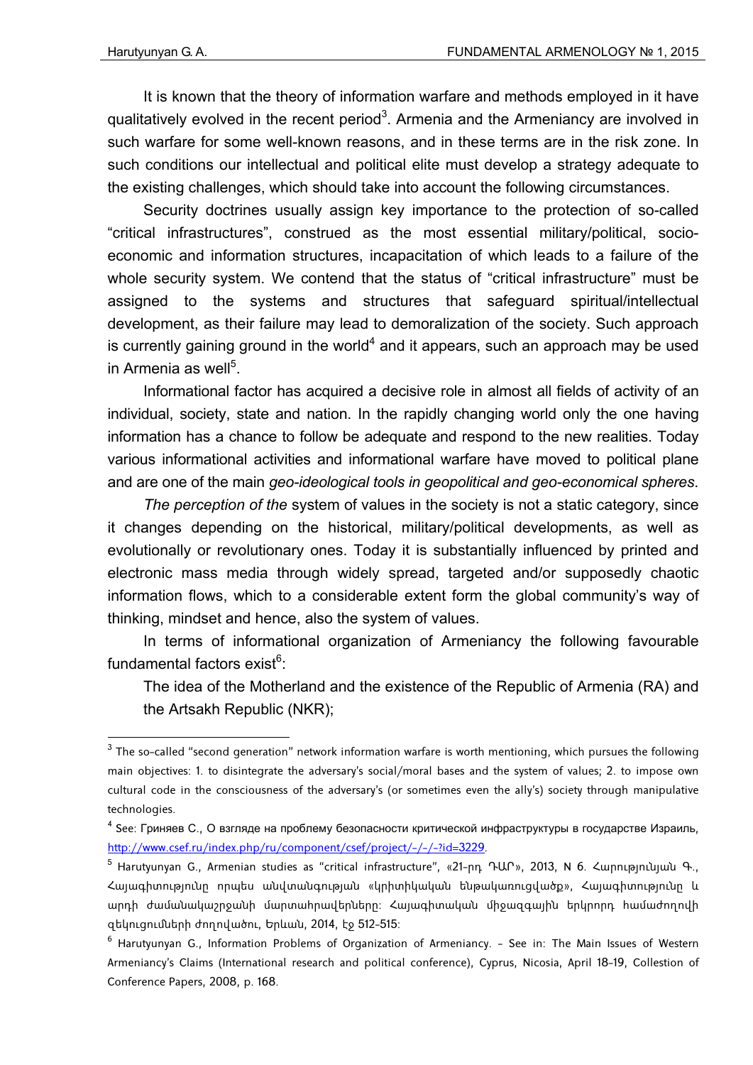It is known that the theory of information warfare and methods employed in it have qualitatively evolved in the recent period[3]. Armenia and the Armeniancy are involved in such warfare for some well-known reasons, and in these terms are in the risk zone. In such conditions our intellectual and political elite must develop a strategy adequate to the existing challenges, which should take into account the following circumstances.

Security doctrines usually assign key importance to the protection of so-called "critical infrastructures", construed as the most essential military/political, socio-economic and information structures, incapacitation of which leads to a failure of the whole security system. We contend that the status of "critical infrastructure" must be assigned to the systems and structures that safeguard spiritual/intellectual development, as their failure may lead to demoralization of the society. Such approach is currently gaining ground in the world[4] and it appears, such an approach may be used in Armenia as well[5].

Informational factor has acquired a decisive role in almost all fields of activity of an individual, society, state and nation. In the rapidly changing world only the one having information has a chance to follow be adequate and respond to the new realities. Today various informational activities and informational warfare have moved to political plane and are one of the main *geo-ideological tools in geopolitical and geo-economical spheres*.

*The perception of the* system of values in the society is not a static category, since it changes depending on the historical, military/political developments, as well as evolutionally or revolutionary ones. Today it is substantially influenced by printed and electronic mass media through widely spread, targeted and/or supposedly chaotic information flows, which to a considerable extent form the global community's way of thinking, mindset and hence, also the system of values.

In terms of informational organization of Armeniancy the following favourable fundamental factors exist[6]:

The idea of the Motherland and the existence of the Republic of Armenia (RA) and the Artsakh Republic (NKR);

---

[3] The so-called "second generation" network information warfare is worth mentioning, which pursues the following main objectives: 1. to disintegrate the adversary's social/moral bases and the system of values; 2. to impose own cultural code in the consciousness of the adversary's (or sometimes even the ally's) society through manipulative technologies.

[4] See: Гриняев С., О взгляде на проблему безопасности критической инфраструктуры в государстве Израиль, http://www.csef.ru/index.php/ru/component/csef/project/-/-/-?id=3229.

[5] Harutyunyan G., Armenian studies as "critical infrastructure", «21-րդ ԴԱՐ», 2013, N 6. Հարությունյան Գ., Հայագիտությունը որպես անվտանգության «կրիտիկական ենթակառուցվածք», Հայագիտությունը և արդի ժամանակաշրջանի մարտահրավերները: Հայագիտական միջազգային երկրորդ համաժողովի զեկուցումների ժողովածու, Երևան, 2014, էջ 512-515:

[6] Harutyunyan G., Information Problems of Organization of Armeniancy. - See in: The Main Issues of Western Armeniancy's Claims (International research and political conference), Cyprus, Nicosia, April 18-19, Collestion of Conference Papers, 2008, p. 168.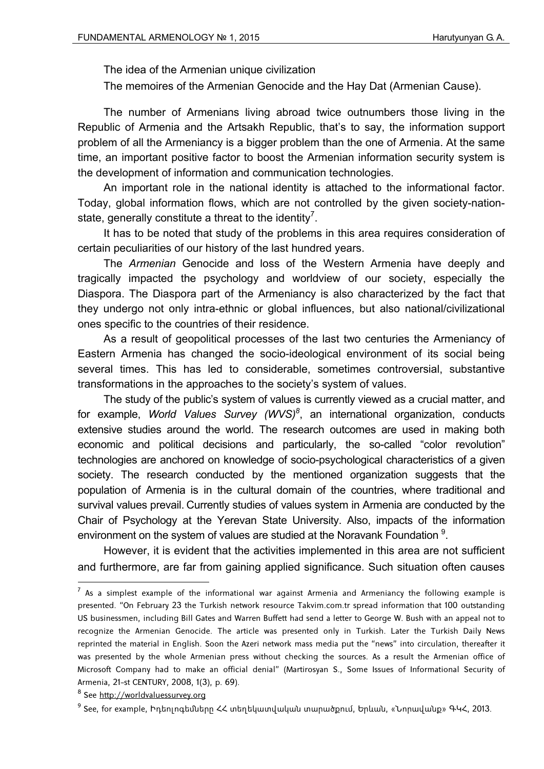The idea of the Armenian unique civilization

The memoires of the Armenian Genocide and the Hay Dat (Armenian Cause).

The number of Armenians living abroad twice outnumbers those living in the Republic of Armenia and the Artsakh Republic, that's to say, the information support problem of all the Armeniancy is a bigger problem than the one of Armenia. At the same time, an important positive factor to boost the Armenian information security system is the development of information and communication technologies.

An important role in the national identity is attached to the informational factor. Today, global information flows, which are not controlled by the given society-nation-state, generally constitute a threat to the identity[7].

It has to be noted that study of the problems in this area requires consideration of certain peculiarities of our history of the last hundred years.

The *Armenian* Genocide and loss of the Western Armenia have deeply and tragically impacted the psychology and worldview of our society, especially the Diaspora. The Diaspora part of the Armeniancy is also characterized by the fact that they undergo not only intra-ethnic or global influences, but also national/civilizational ones specific to the countries of their residence.

As a result of geopolitical processes of the last two centuries the Armeniancy of Eastern Armenia has changed the socio-ideological environment of its social being several times. This has led to considerable, sometimes controversial, substantive transformations in the approaches to the society's system of values.

The study of the public's system of values is currently viewed as a crucial matter, and for example, *World Values Survey (WVS)*[8], an international organization, conducts extensive studies around the world. The research outcomes are used in making both economic and political decisions and particularly, the so-called "color revolution" technologies are anchored on knowledge of socio-psychological characteristics of a given society. The research conducted by the mentioned organization suggests that the population of Armenia is in the cultural domain of the countries, where traditional and survival values prevail. Currently studies of values system in Armenia are conducted by the Chair of Psychology at the Yerevan State University. Also, impacts of the information environment on the system of values are studied at the Noravank Foundation [9].

However, it is evident that the activities implemented in this area are not sufficient and furthermore, are far from gaining applied significance. Such situation often causes

---

[7] As a simplest example of the informational war against Armenia and Armeniancy the following example is presented. "On February 23 the Turkish network resource Takvim.com.tr spread information that 100 outstanding US businessmen, including Bill Gates and Warren Buffett had send a letter to George W. Bush with an appeal not to recognize the Armenian Genocide. The article was presented only in Turkish. Later the Turkish Daily News reprinted the material in English. Soon the Azeri network mass media put the "news" into circulation, thereafter it was presented by the whole Armenian press without checking the sources. As a result the Armenian office of Microsoft Company had to make an official denial" (Martirosyan S., Some Issues of Informational Security of Armenia, 21-st CENTURY, 2008, 1(3), p. 69).

[8] See http://worldvaluessurvey.org

[9] See, for example, Իդեոլոգեմները ՀՀ տեղեկատվական տարածքում, Երևան, «Նորավանք» ԳԿՀ, 2013.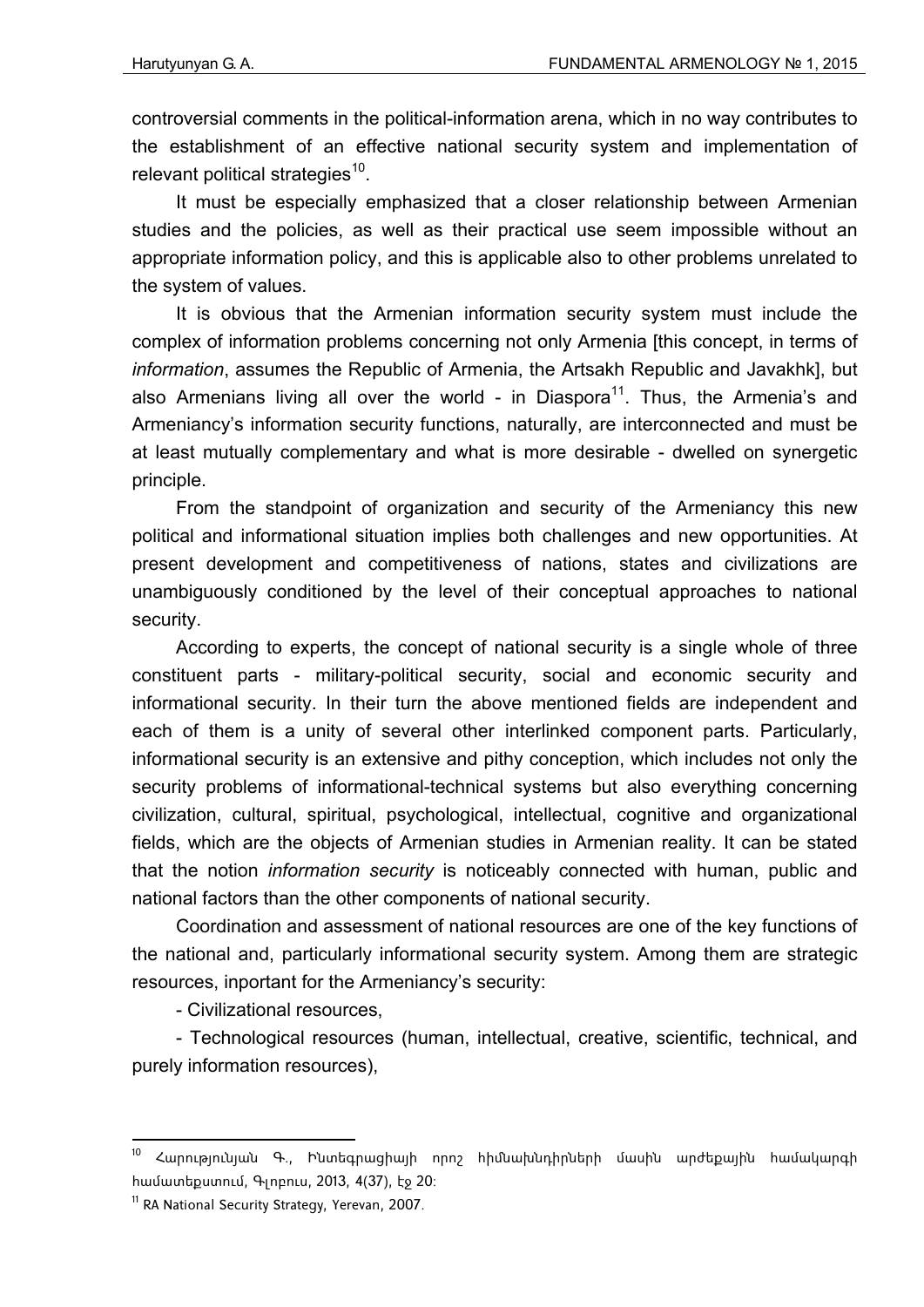controversial comments in the political-information arena, which in no way contributes to the establishment of an effective national security system and implementation of relevant political strategies[10].

It must be especially emphasized that a closer relationship between Armenian studies and the policies, as well as their practical use seem impossible without an appropriate information policy, and this is applicable also to other problems unrelated to the system of values.

It is obvious that the Armenian information security system must include the complex of information problems concerning not only Armenia [this concept, in terms of *information*, assumes the Republic of Armenia, the Artsakh Republic and Javakhk], but also Armenians living all over the world - in Diaspora[11]. Thus, the Armenia's and Armeniancy's information security functions, naturally, are interconnected and must be at least mutually complementary and what is more desirable - dwelled on synergetic principle.

From the standpoint of organization and security of the Armeniancy this new political and informational situation implies both challenges and new opportunities. At present development and competitiveness of nations, states and civilizations are unambiguously conditioned by the level of their conceptual approaches to national security.

According to experts, the concept of national security is a single whole of three constituent parts - military-political security, social and economic security and informational security. In their turn the above mentioned fields are independent and each of them is a unity of several other interlinked component parts. Particularly, informational security is an extensive and pithy conception, which includes not only the security problems of informational-technical systems but also everything concerning civilization, cultural, spiritual, psychological, intellectual, cognitive and organizational fields, which are the objects of Armenian studies in Armenian reality. It can be stated that the notion *information security* is noticeably connected with human, public and national factors than the other components of national security.

Coordination and assessment of national resources are one of the key functions of the national and, particularly informational security system. Among them are strategic resources, inportant for the Armeniancy's security:

- Civilizational resources,
- Technological resources (human, intellectual, creative, scientific, technical, and purely information resources),

---

[10] Հարությունյան Գ., Ինտեգրացիայի որոշ հիմնախնդիրների մասին արժեքային համակարգի համատեքստում, Գլոբուս, 2013, 4(37), էջ 20։

[11] RA National Security Strategy, Yerevan, 2007.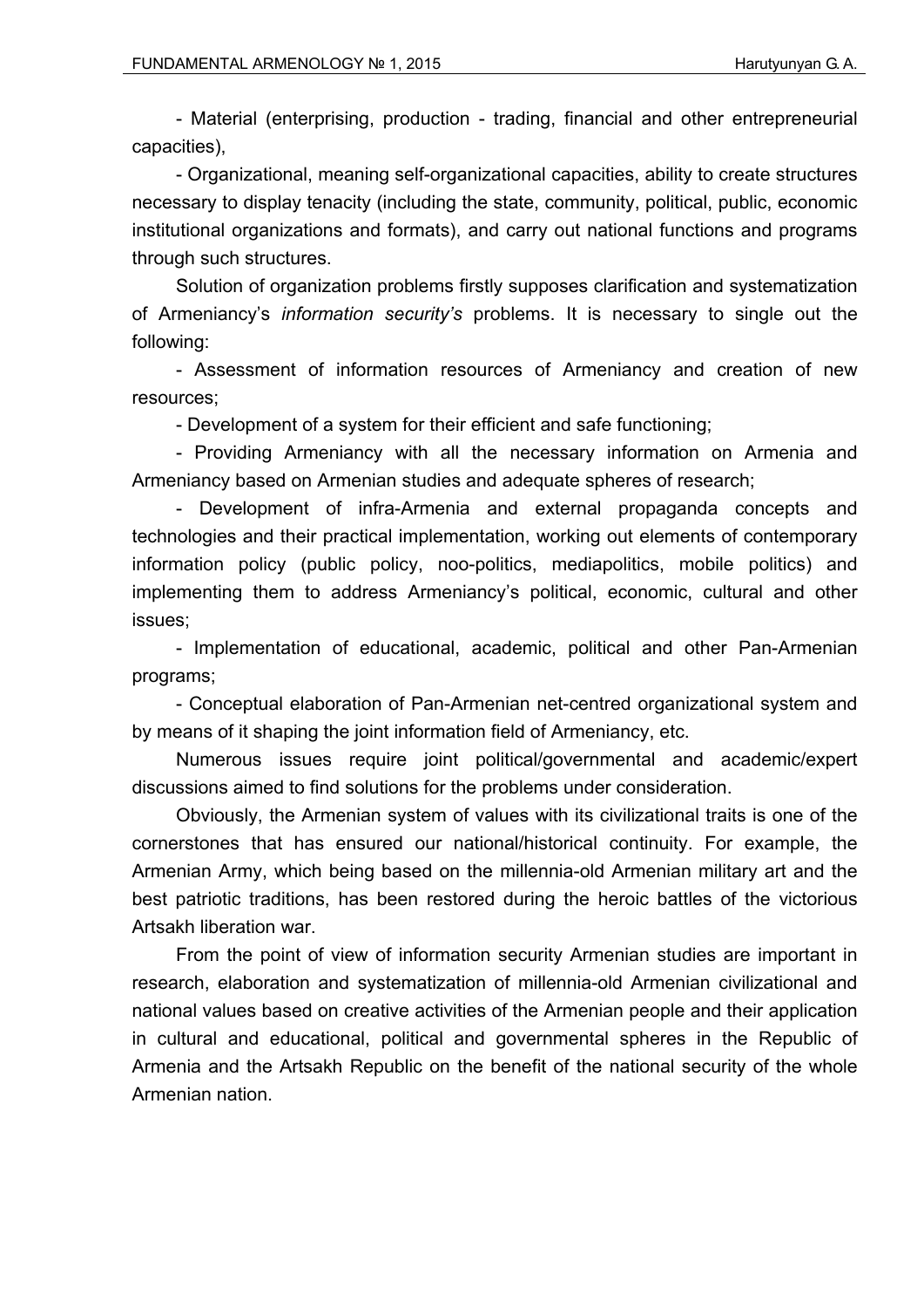- Material (enterprising, production - trading, financial and other entrepreneurial capacities),

- Organizational, meaning self-organizational capacities, ability to create structures necessary to display tenacity (including the state, community, political, public, economic institutional organizations and formats), and carry out national functions and programs through such structures.

Solution of organization problems firstly supposes clarification and systematization of Armeniancy's *information security's* problems. It is necessary to single out the following:

- Assessment of information resources of Armeniancy and creation of new resources;

- Development of a system for their efficient and safe functioning;

- Providing Armeniancy with all the necessary information on Armenia and Armeniancy based on Armenian studies and adequate spheres of research;

- Development of infra-Armenia and external propaganda concepts and technologies and their practical implementation, working out elements of contemporary information policy (public policy, noo-politics, mediapolitics, mobile politics) and implementing them to address Armeniancy's political, economic, cultural and other issues;

- Implementation of educational, academic, political and other Pan-Armenian programs;

- Conceptual elaboration of Pan-Armenian net-centred organizational system and by means of it shaping the joint information field of Armeniancy, etc.

Numerous issues require joint political/governmental and academic/expert discussions aimed to find solutions for the problems under consideration.

Obviously, the Armenian system of values with its civilizational traits is one of the cornerstones that has ensured our national/historical continuity. For example, the Armenian Army, which being based on the millennia-old Armenian military art and the best patriotic traditions, has been restored during the heroic battles of the victorious Artsakh liberation war.

From the point of view of information security Armenian studies are important in research, elaboration and systematization of millennia-old Armenian civilizational and national values based on creative activities of the Armenian people and their application in cultural and educational, political and governmental spheres in the Republic of Armenia and the Artsakh Republic on the benefit of the national security of the whole Armenian nation.